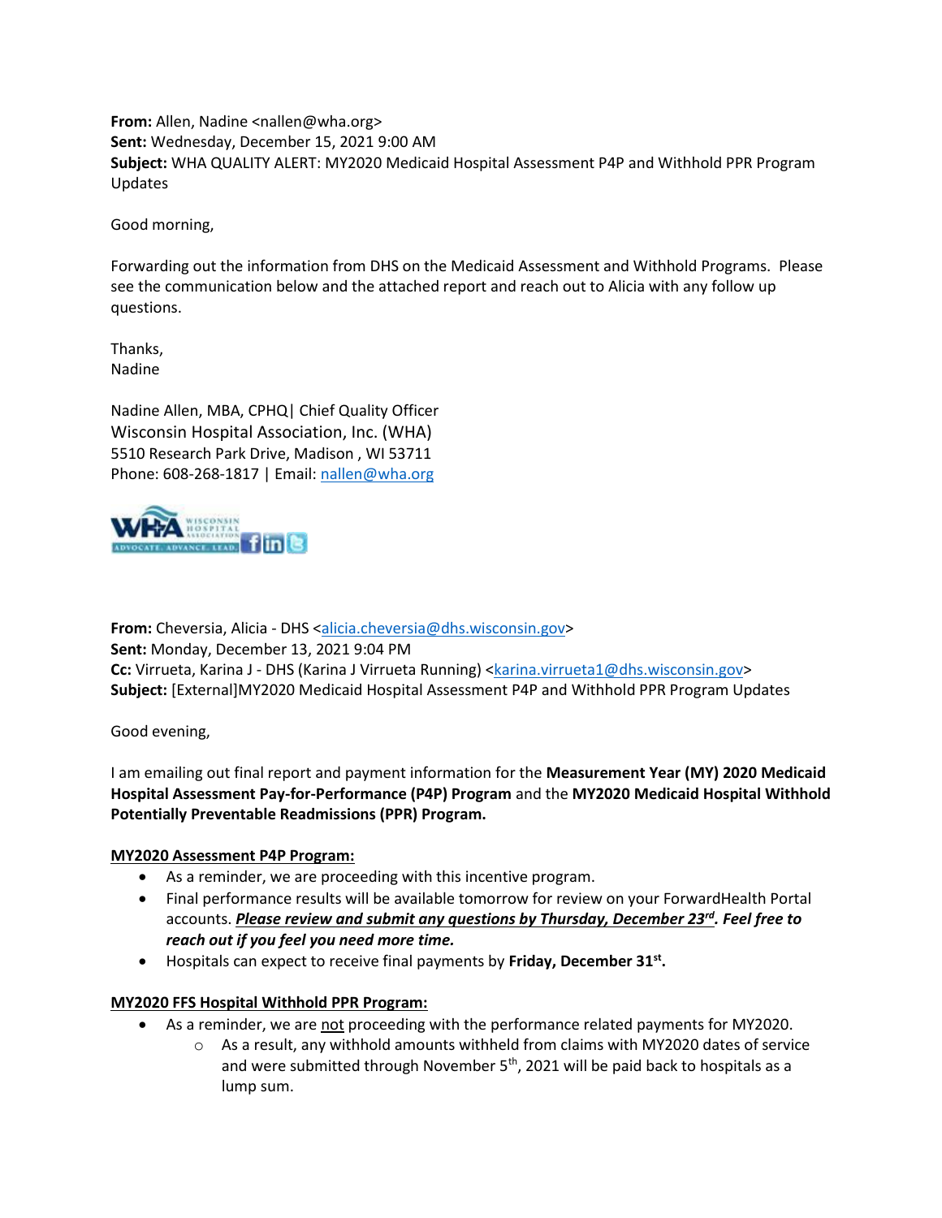**From:** Allen, Nadine <nallen@wha.org>
**Sent:** Wednesday, December 15, 2021 9:00 AM
**Subject:** WHA QUALITY ALERT: MY2020 Medicaid Hospital Assessment P4P and Withhold PPR Program Updates

Good morning,

Forwarding out the information from DHS on the Medicaid Assessment and Withhold Programs. Please see the communication below and the attached report and reach out to Alicia with any follow up questions.

Thanks,
Nadine

Nadine Allen, MBA, CPHQ| Chief Quality Officer
Wisconsin Hospital Association, Inc. (WHA)
5510 Research Park Drive, Madison , WI 53711
Phone: 608-268-1817 | Email: nallen@wha.org

**From:** Cheversia, Alicia - DHS <alicia.cheversia@dhs.wisconsin.gov>
**Sent:** Monday, December 13, 2021 9:04 PM
**Cc:** Virrueta, Karina J - DHS (Karina J Virrueta Running) <karina.virrueta1@dhs.wisconsin.gov>
**Subject:** [External]MY2020 Medicaid Hospital Assessment P4P and Withhold PPR Program Updates

Good evening,

I am emailing out final report and payment information for the **Measurement Year (MY) 2020 Medicaid Hospital Assessment Pay-for-Performance (P4P) Program** and the **MY2020 Medicaid Hospital Withhold Potentially Preventable Readmissions (PPR) Program.**

**MY2020 Assessment P4P Program:**

- As a reminder, we are proceeding with this incentive program.
- Final performance results will be available tomorrow for review on your ForwardHealth Portal accounts. ***Please review and submit any questions by Thursday, December 23rd*. *Feel free to reach out if you feel you need more time.***
- Hospitals can expect to receive final payments by **Friday, December 31st.**

**MY2020 FFS Hospital Withhold PPR Program:**

- As a reminder, we are not proceeding with the performance related payments for MY2020.
  - As a result, any withhold amounts withheld from claims with MY2020 dates of service and were submitted through November 5th, 2021 will be paid back to hospitals as a lump sum.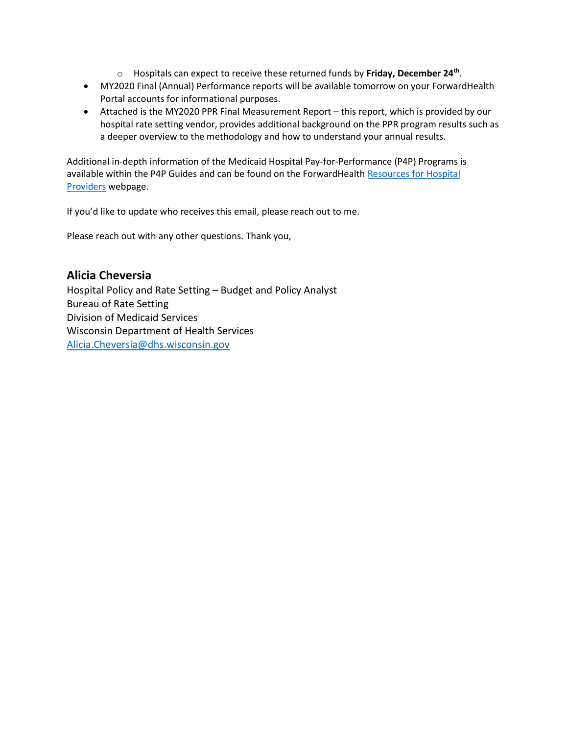- Hospitals can expect to receive these returned funds by **Friday, December 24th**.
- MY2020 Final (Annual) Performance reports will be available tomorrow on your ForwardHealth Portal accounts for informational purposes.
- Attached is the MY2020 PPR Final Measurement Report – this report, which is provided by our hospital rate setting vendor, provides additional background on the PPR program results such as a deeper overview to the methodology and how to understand your annual results.

Additional in-depth information of the Medicaid Hospital Pay-for-Performance (P4P) Programs is available within the P4P Guides and can be found on the ForwardHealth Resources for Hospital Providers webpage.

If you'd like to update who receives this email, please reach out to me.

Please reach out with any other questions. Thank you,

**Alicia Cheversia**
Hospital Policy and Rate Setting – Budget and Policy Analyst
Bureau of Rate Setting
Division of Medicaid Services
Wisconsin Department of Health Services
Alicia.Cheversia@dhs.wisconsin.gov